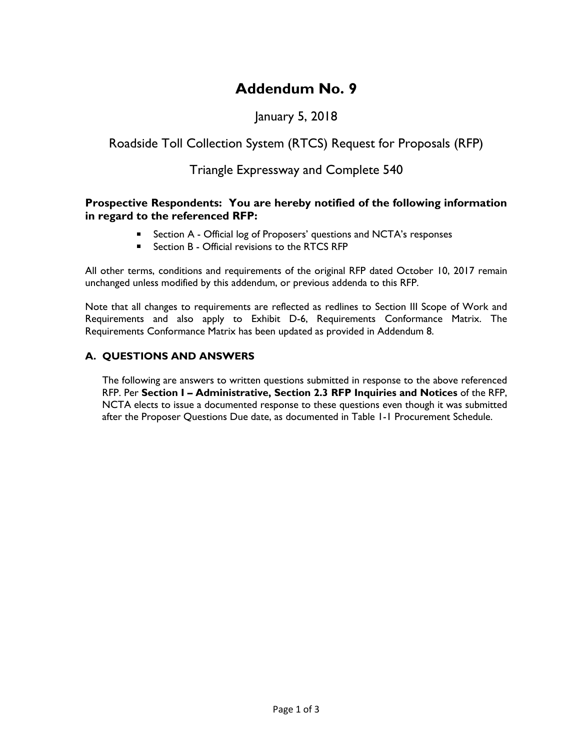# Addendum No. 9

January 5, 2018

Roadside Toll Collection System (RTCS) Request for Proposals (RFP)

Triangle Expressway and Complete 540

**Prospective Respondents: You are hereby notified of the following information in regard to the referenced RFP:**

- Section A - Official log of Proposers' questions and NCTA's responses
- Section B - Official revisions to the RTCS RFP

All other terms, conditions and requirements of the original RFP dated October 10, 2017 remain unchanged unless modified by this addendum, or previous addenda to this RFP.

Note that all changes to requirements are reflected as redlines to Section III Scope of Work and Requirements and also apply to Exhibit D-6, Requirements Conformance Matrix. The Requirements Conformance Matrix has been updated as provided in Addendum 8.

## A. QUESTIONS AND ANSWERS

The following are answers to written questions submitted in response to the above referenced RFP. Per **Section I – Administrative, Section 2.3 RFP Inquiries and Notices** of the RFP, NCTA elects to issue a documented response to these questions even though it was submitted after the Proposer Questions Due date, as documented in Table 1-1 Procurement Schedule.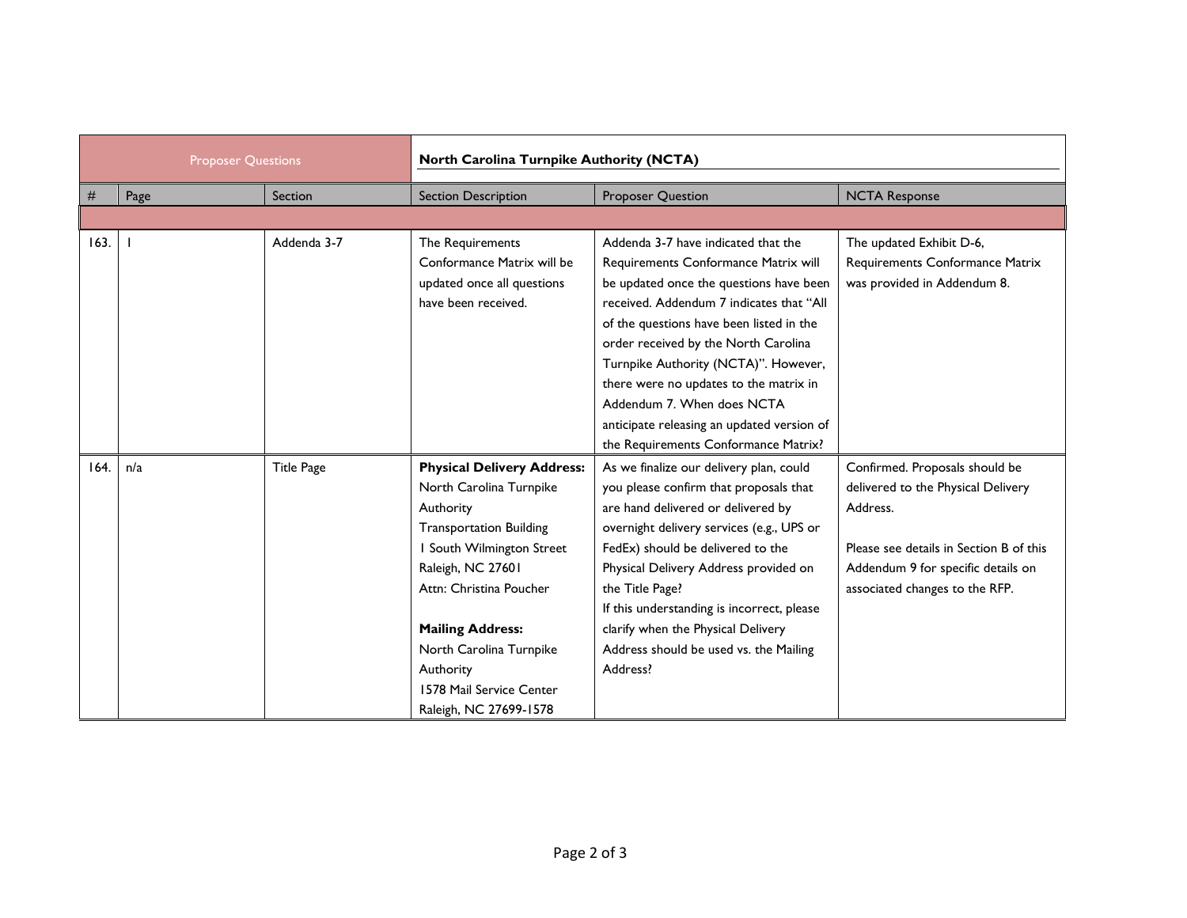| Proposer Questions | | | North Carolina Turnpike Authority (NCTA) | | |
|---|---|---|---|---|---|
| # | Page | Section | Section Description | Proposer Question | NCTA Response |
| | | | | | |
| 163. | 1 | Addenda 3-7 | The Requirements Conformance Matrix will be updated once all questions have been received. | Addenda 3-7 have indicated that the Requirements Conformance Matrix will be updated once the questions have been received. Addendum 7 indicates that "All of the questions have been listed in the order received by the North Carolina Turnpike Authority (NCTA)". However, there were no updates to the matrix in Addendum 7. When does NCTA anticipate releasing an updated version of the Requirements Conformance Matrix? | The updated Exhibit D-6, Requirements Conformance Matrix was provided in Addendum 8. |
| 164. | n/a | Title Page | **Physical Delivery Address:** North Carolina Turnpike Authority Transportation Building 1 South Wilmington Street Raleigh, NC 27601 Attn: Christina Poucher<br><br>**Mailing Address:** North Carolina Turnpike Authority 1578 Mail Service Center Raleigh, NC 27699-1578 | As we finalize our delivery plan, could you please confirm that proposals that are hand delivered or delivered by overnight delivery services (e.g., UPS or FedEx) should be delivered to the Physical Delivery Address provided on the Title Page? If this understanding is incorrect, please clarify when the Physical Delivery Address should be used vs. the Mailing Address? | Confirmed. Proposals should be delivered to the Physical Delivery Address.<br><br>Please see details in Section B of this Addendum 9 for specific details on associated changes to the RFP. |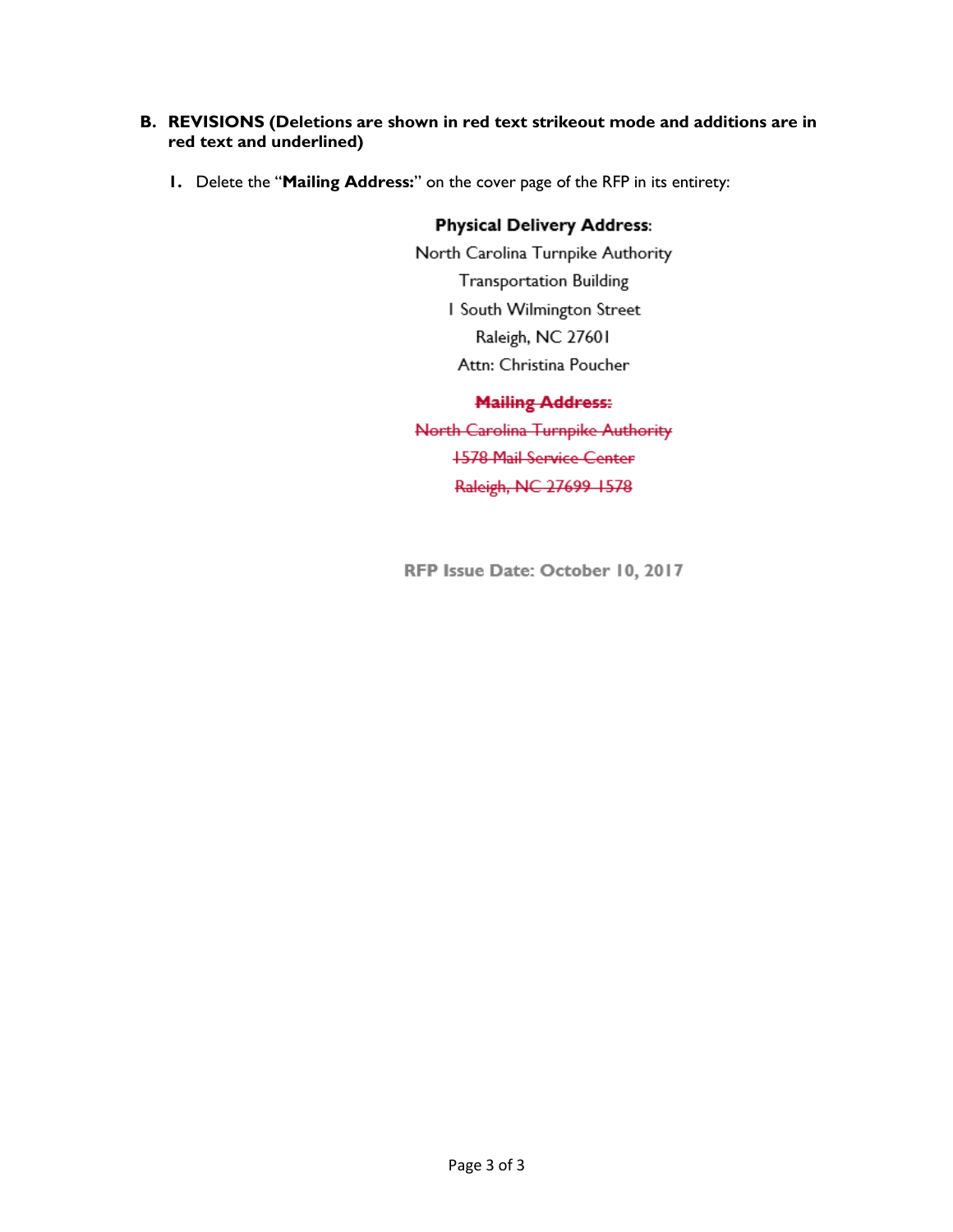## B. REVISIONS (Deletions are shown in red text strikeout mode and additions are in red text and underlined)

1. Delete the "**Mailing Address:**" on the cover page of the RFP in its entirety:

**Physical Delivery Address**:

North Carolina Turnpike Authority

Transportation Building

1 South Wilmington Street

Raleigh, NC 27601

Attn: Christina Poucher

~~**Mailing Address:**~~

~~North Carolina Turnpike Authority~~

~~1578 Mail Service Center~~

~~Raleigh, NC 27699-1578~~

**RFP Issue Date: October 10, 2017**